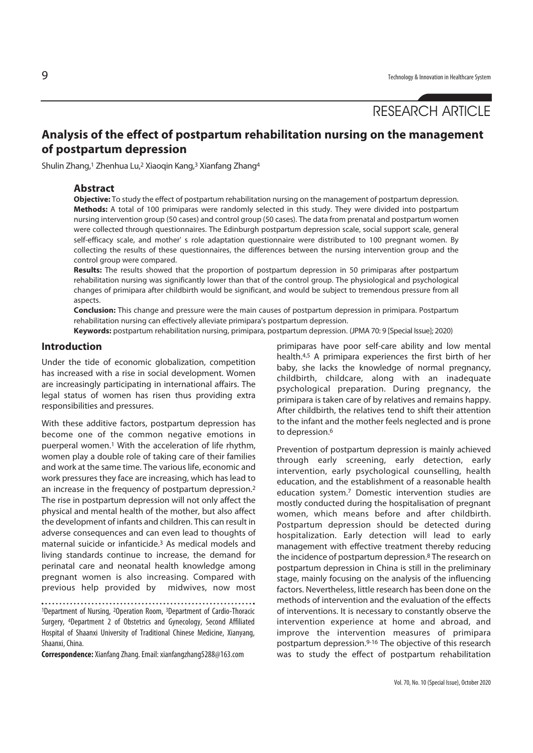RESEARCH ARTICLE

# Analysis of the effect of postpartum rehabilitation nursing on the management of postpartum depression

Shulin Zhang,[1] Zhenhua Lu,[2] Xiaoqin Kang,[3] Xianfang Zhang[4]

## Abstract

**Objective:** To study the effect of postpartum rehabilitation nursing on the management of postpartum depression.

**Methods:** A total of 100 primiparas were randomly selected in this study. They were divided into postpartum nursing intervention group (50 cases) and control group (50 cases). The data from prenatal and postpartum women were collected through questionnaires. The Edinburgh postpartum depression scale, social support scale, general self-efficacy scale, and mother' s role adaptation questionnaire were distributed to 100 pregnant women. By collecting the results of these questionnaires, the differences between the nursing intervention group and the control group were compared.

**Results:** The results showed that the proportion of postpartum depression in 50 primiparas after postpartum rehabilitation nursing was significantly lower than that of the control group. The physiological and psychological changes of primipara after childbirth would be significant, and would be subject to tremendous pressure from all aspects.

**Conclusion:** This change and pressure were the main causes of postpartum depression in primipara. Postpartum rehabilitation nursing can effectively alleviate primipara's postpartum depression.

**Keywords:** postpartum rehabilitation nursing, primipara, postpartum depression. (JPMA 70: 9 [Special Issue]; 2020)

## Introduction

Under the tide of economic globalization, competition has increased with a rise in social development. Women are increasingly participating in international affairs. The legal status of women has risen thus providing extra responsibilities and pressures.

With these additive factors, postpartum depression has become one of the common negative emotions in puerperal women.[1] With the acceleration of life rhythm, women play a double role of taking care of their families and work at the same time. The various life, economic and work pressures they face are increasing, which has lead to an increase in the frequency of postpartum depression.[2] The rise in postpartum depression will not only affect the physical and mental health of the mother, but also affect the development of infants and children. This can result in adverse consequences and can even lead to thoughts of maternal suicide or infanticide.[3] As medical models and living standards continue to increase, the demand for perinatal care and neonatal health knowledge among pregnant women is also increasing. Compared with previous help provided by midwives, now most primiparas have poor self-care ability and low mental health.[4,5] A primipara experiences the first birth of her baby, she lacks the knowledge of normal pregnancy, childbirth, childcare, along with an inadequate psychological preparation. During pregnancy, the primipara is taken care of by relatives and remains happy. After childbirth, the relatives tend to shift their attention to the infant and the mother feels neglected and is prone to depression.[6]

Prevention of postpartum depression is mainly achieved through early screening, early detection, early intervention, early psychological counselling, health education, and the establishment of a reasonable health education system.[7] Domestic intervention studies are mostly conducted during the hospitalisation of pregnant women, which means before and after childbirth. Postpartum depression should be detected during hospitalization. Early detection will lead to early management with effective treatment thereby reducing the incidence of postpartum depression.[8] The research on postpartum depression in China is still in the preliminary stage, mainly focusing on the analysis of the influencing factors. Nevertheless, little research has been done on the methods of intervention and the evaluation of the effects of interventions. It is necessary to constantly observe the intervention experience at home and abroad, and improve the intervention measures of primipara postpartum depression.[9-16] The objective of this research was to study the effect of postpartum rehabilitation

[1]Department of Nursing, [2]Operation Room, [3]Department of Cardio-Thoracic Surgery, [4]Department 2 of Obstetrics and Gynecology, Second Affiliated Hospital of Shaanxi University of Traditional Chinese Medicine, Xianyang, Shaanxi, China.

**Correspondence:** Xianfang Zhang. Email: xianfangzhang5288@163.com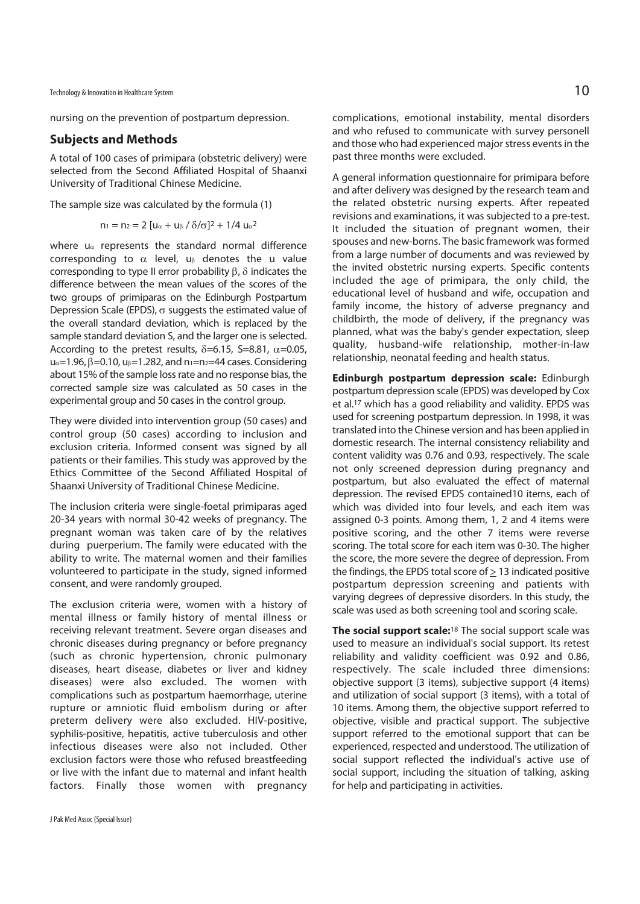nursing on the prevention of postpartum depression.

## Subjects and Methods

A total of 100 cases of primipara (obstetric delivery) were selected from the Second Affiliated Hospital of Shaanxi University of Traditional Chinese Medicine.

The sample size was calculated by the formula (1)

$$n_1 = n_2 = 2\,[u_\alpha + u_\beta / \delta/\sigma]^2 + 1/4\, u_\alpha{}^2$$

where $u_\alpha$ represents the standard normal difference corresponding to $\alpha$ level, $u_\beta$ denotes the u value corresponding to type II error probability $\beta$, $\delta$ indicates the difference between the mean values of the scores of the two groups of primiparas on the Edinburgh Postpartum Depression Scale (EPDS), $\sigma$ suggests the estimated value of the overall standard deviation, which is replaced by the sample standard deviation S, and the larger one is selected. According to the pretest results, $\delta$=6.15, S=8.81, $\alpha$=0.05, $u_\alpha$=1.96, $\beta$=0.10, $u_\beta$=1.282, and $n_1$=$n_2$=44 cases. Considering about 15% of the sample loss rate and no response bias, the corrected sample size was calculated as 50 cases in the experimental group and 50 cases in the control group.

They were divided into intervention group (50 cases) and control group (50 cases) according to inclusion and exclusion criteria. Informed consent was signed by all patients or their families. This study was approved by the Ethics Committee of the Second Affiliated Hospital of Shaanxi University of Traditional Chinese Medicine.

The inclusion criteria were single-foetal primiparas aged 20-34 years with normal 30-42 weeks of pregnancy. The pregnant woman was taken care of by the relatives during puerperium. The family were educated with the ability to write. The maternal women and their families volunteered to participate in the study, signed informed consent, and were randomly grouped.

The exclusion criteria were, women with a history of mental illness or family history of mental illness or receiving relevant treatment. Severe organ diseases and chronic diseases during pregnancy or before pregnancy (such as chronic hypertension, chronic pulmonary diseases, heart disease, diabetes or liver and kidney diseases) were also excluded. The women with complications such as postpartum haemorrhage, uterine rupture or amniotic fluid embolism during or after preterm delivery were also excluded. HIV-positive, syphilis-positive, hepatitis, active tuberculosis and other infectious diseases were also not included. Other exclusion factors were those who refused breastfeeding or live with the infant due to maternal and infant health factors. Finally those women with pregnancy complications, emotional instability, mental disorders and who refused to communicate with survey personell and those who had experienced major stress events in the past three months were excluded.

A general information questionnaire for primipara before and after delivery was designed by the research team and the related obstetric nursing experts. After repeated revisions and examinations, it was subjected to a pre-test. It included the situation of pregnant women, their spouses and new-borns. The basic framework was formed from a large number of documents and was reviewed by the invited obstetric nursing experts. Specific contents included the age of primipara, the only child, the educational level of husband and wife, occupation and family income, the history of adverse pregnancy and childbirth, the mode of delivery, if the pregnancy was planned, what was the baby's gender expectation, sleep quality, husband-wife relationship, mother-in-law relationship, neonatal feeding and health status.

**Edinburgh postpartum depression scale:** Edinburgh postpartum depression scale (EPDS) was developed by Cox et al.[17] which has a good reliability and validity. EPDS was used for screening postpartum depression. In 1998, it was translated into the Chinese version and has been applied in domestic research. The internal consistency reliability and content validity was 0.76 and 0.93, respectively. The scale not only screened depression during pregnancy and postpartum, but also evaluated the effect of maternal depression. The revised EPDS contained10 items, each of which was divided into four levels, and each item was assigned 0-3 points. Among them, 1, 2 and 4 items were positive scoring, and the other 7 items were reverse scoring. The total score for each item was 0-30. The higher the score, the more severe the degree of depression. From the findings, the EPDS total score of $\geq$ 13 indicated positive postpartum depression screening and patients with varying degrees of depressive disorders. In this study, the scale was used as both screening tool and scoring scale.

**The social support scale:**[18] The social support scale was used to measure an individual's social support. Its retest reliability and validity coefficient was 0.92 and 0.86, respectively. The scale included three dimensions: objective support (3 items), subjective support (4 items) and utilization of social support (3 items), with a total of 10 items. Among them, the objective support referred to objective, visible and practical support. The subjective support referred to the emotional support that can be experienced, respected and understood. The utilization of social support reflected the individual's active use of social support, including the situation of talking, asking for help and participating in activities.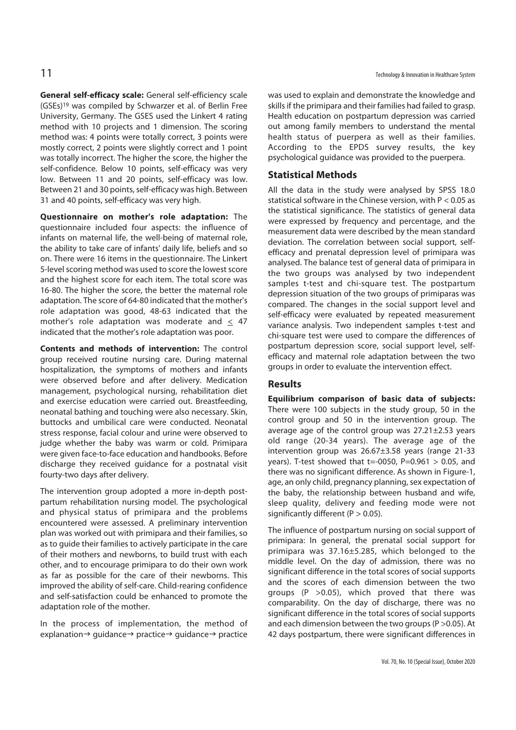**General self-efficacy scale:** General self-efficiency scale (GSEs)[19] was compiled by Schwarzer et al. of Berlin Free University, Germany. The GSES used the Linkert 4 rating method with 10 projects and 1 dimension. The scoring method was: 4 points were totally correct, 3 points were mostly correct, 2 points were slightly correct and 1 point was totally incorrect. The higher the score, the higher the self-confidence. Below 10 points, self-efficacy was very low. Between 11 and 20 points, self-efficacy was low. Between 21 and 30 points, self-efficacy was high. Between 31 and 40 points, self-efficacy was very high.

**Questionnaire on mother's role adaptation:** The questionnaire included four aspects: the influence of infants on maternal life, the well-being of maternal role, the ability to take care of infants' daily life, beliefs and so on. There were 16 items in the questionnaire. The Linkert 5-level scoring method was used to score the lowest score and the highest score for each item. The total score was 16-80. The higher the score, the better the maternal role adaptation. The score of 64-80 indicated that the mother's role adaptation was good, 48-63 indicated that the mother's role adaptation was moderate and $\leq$ 47 indicated that the mother's role adaptation was poor.

**Contents and methods of intervention:** The control group received routine nursing care. During maternal hospitalization, the symptoms of mothers and infants were observed before and after delivery. Medication management, psychological nursing, rehabilitation diet and exercise education were carried out. Breastfeeding, neonatal bathing and touching were also necessary. Skin, buttocks and umbilical care were conducted. Neonatal stress response, facial colour and urine were observed to judge whether the baby was warm or cold. Primipara were given face-to-face education and handbooks. Before discharge they received guidance for a postnatal visit fourty-two days after delivery.

The intervention group adopted a more in-depth post-partum rehabilitation nursing model. The psychological and physical status of primipara and the problems encountered were assessed. A preliminary intervention plan was worked out with primipara and their families, so as to guide their families to actively participate in the care of their mothers and newborns, to build trust with each other, and to encourage primipara to do their own work as far as possible for the care of their newborns. This improved the ability of self-care. Child-rearing confidence and self-satisfaction could be enhanced to promote the adaptation role of the mother.

In the process of implementation, the method of explanation→ guidance→ practice→ guidance→ practice was used to explain and demonstrate the knowledge and skills if the primipara and their families had failed to grasp. Health education on postpartum depression was carried out among family members to understand the mental health status of puerpera as well as their families. According to the EPDS survey results, the key psychological guidance was provided to the puerpera.

## Statistical Methods

All the data in the study were analysed by SPSS 18.0 statistical software in the Chinese version, with $P < 0.05$ as the statistical significance. The statistics of general data were expressed by frequency and percentage, and the measurement data were described by the mean standard deviation. The correlation between social support, self-efficacy and prenatal depression level of primipara was analysed. The balance test of general data of primipara in the two groups was analysed by two independent samples t-test and chi-square test. The postpartum depression situation of the two groups of primiparas was compared. The changes in the social support level and self-efficacy were evaluated by repeated measurement variance analysis. Two independent samples t-test and chi-square test were used to compare the differences of postpartum depression score, social support level, self-efficacy and maternal role adaptation between the two groups in order to evaluate the intervention effect.

## Results

**Equilibrium comparison of basic data of subjects:** There were 100 subjects in the study group, 50 in the control group and 50 in the intervention group. The average age of the control group was 27.21±2.53 years old range (20-34 years). The average age of the intervention group was 26.67±3.58 years (range 21-33 years). T-test showed that t=-0050, P=0.961 > 0.05, and there was no significant difference. As shown in Figure-1, age, an only child, pregnancy planning, sex expectation of the baby, the relationship between husband and wife, sleep quality, delivery and feeding mode were not significantly different ($P > 0.05$).

The influence of postpartum nursing on social support of primipara: In general, the prenatal social support for primipara was 37.16±5.285, which belonged to the middle level. On the day of admission, there was no significant difference in the total scores of social supports and the scores of each dimension between the two groups ($P > 0.05$), which proved that there was comparability. On the day of discharge, there was no significant difference in the total scores of social supports and each dimension between the two groups ($P > 0.05$). At 42 days postpartum, there were significant differences in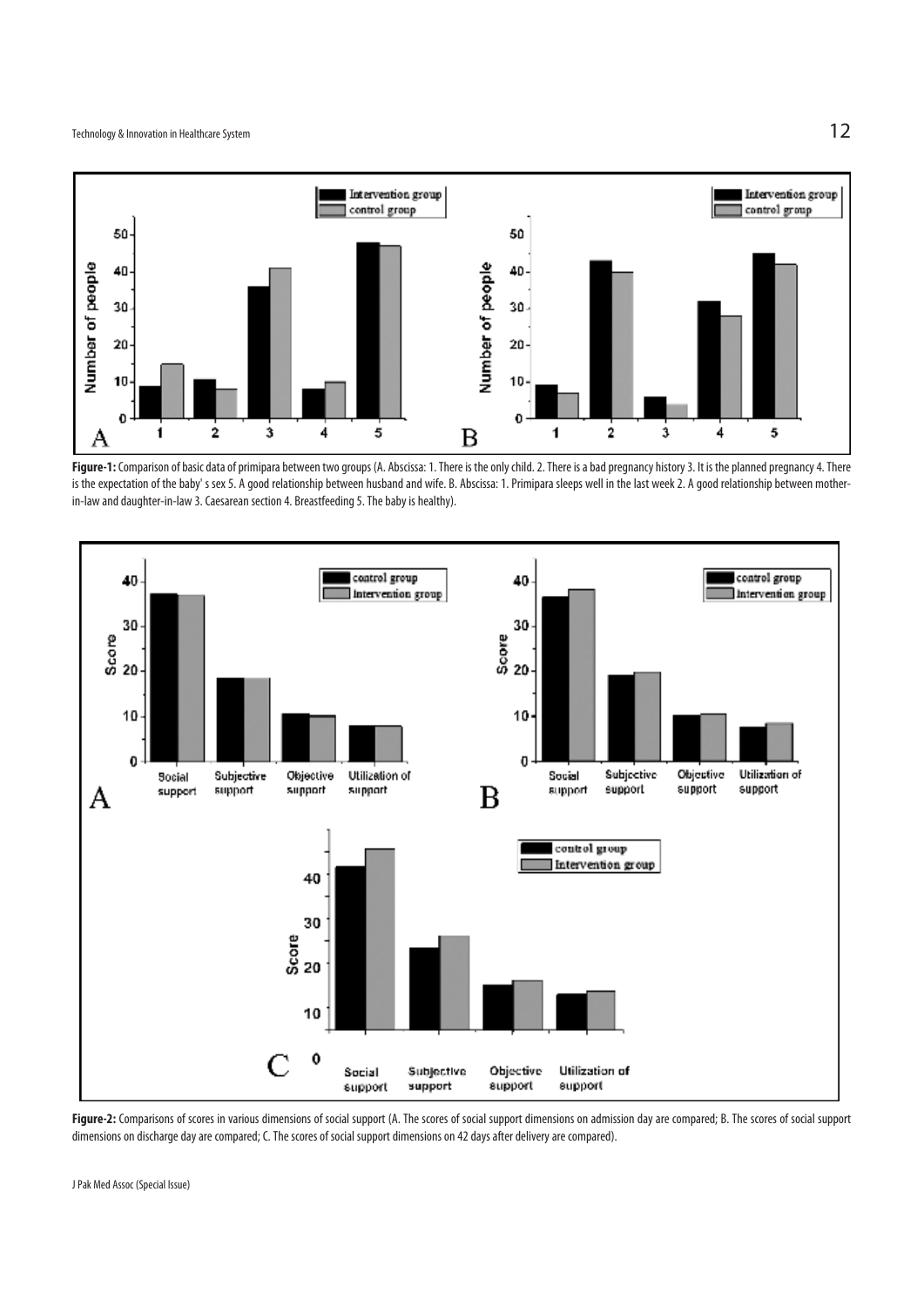**Figure-1:** Comparison of basic data of primipara between two groups (A. Abscissa: 1. There is the only child. 2. There is a bad pregnancy history 3. It is the planned pregnancy 4. There is the expectation of the baby' s sex 5. A good relationship between husband and wife. B. Abscissa: 1. Primipara sleeps well in the last week 2. A good relationship between mother-in-law and daughter-in-law 3. Caesarean section 4. Breastfeeding 5. The baby is healthy).

**Figure-2:** Comparisons of scores in various dimensions of social support (A. The scores of social support dimensions on admission day are compared; B. The scores of social support dimensions on discharge day are compared; C. The scores of social support dimensions on 42 days after delivery are compared).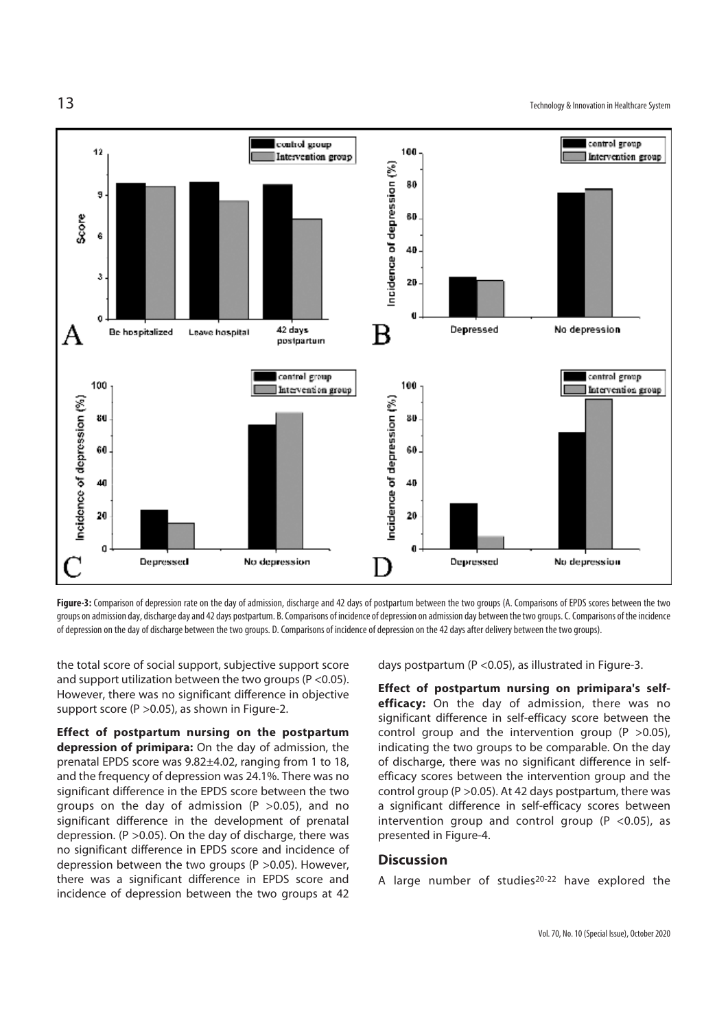**Figure-3:** Comparison of depression rate on the day of admission, discharge and 42 days of postpartum between the two groups (A. Comparisons of EPDS scores between the two groups on admission day, discharge day and 42 days postpartum. B. Comparisons of incidence of depression on admission day between the two groups. C. Comparisons of the incidence of depression on the day of discharge between the two groups. D. Comparisons of incidence of depression on the 42 days after delivery between the two groups).

the total score of social support, subjective support score and support utilization between the two groups ($P < 0.05$). However, there was no significant difference in objective support score ($P > 0.05$), as shown in Figure-2.

**Effect of postpartum nursing on the postpartum depression of primipara:** On the day of admission, the prenatal EPDS score was 9.82±4.02, ranging from 1 to 18, and the frequency of depression was 24.1%. There was no significant difference in the EPDS score between the two groups on the day of admission ($P > 0.05$), and no significant difference in the development of prenatal depression. ($P > 0.05$). On the day of discharge, there was no significant difference in EPDS score and incidence of depression between the two groups ($P > 0.05$). However, there was a significant difference in EPDS score and incidence of depression between the two groups at 42 days postpartum ($P < 0.05$), as illustrated in Figure-3.

**Effect of postpartum nursing on primipara's self-efficacy:** On the day of admission, there was no significant difference in self-efficacy score between the control group and the intervention group ($P > 0.05$), indicating the two groups to be comparable. On the day of discharge, there was no significant difference in self-efficacy scores between the intervention group and the control group ($P > 0.05$). At 42 days postpartum, there was a significant difference in self-efficacy scores between intervention group and control group ($P < 0.05$), as presented in Figure-4.

## Discussion

A large number of studies[20-22] have explored the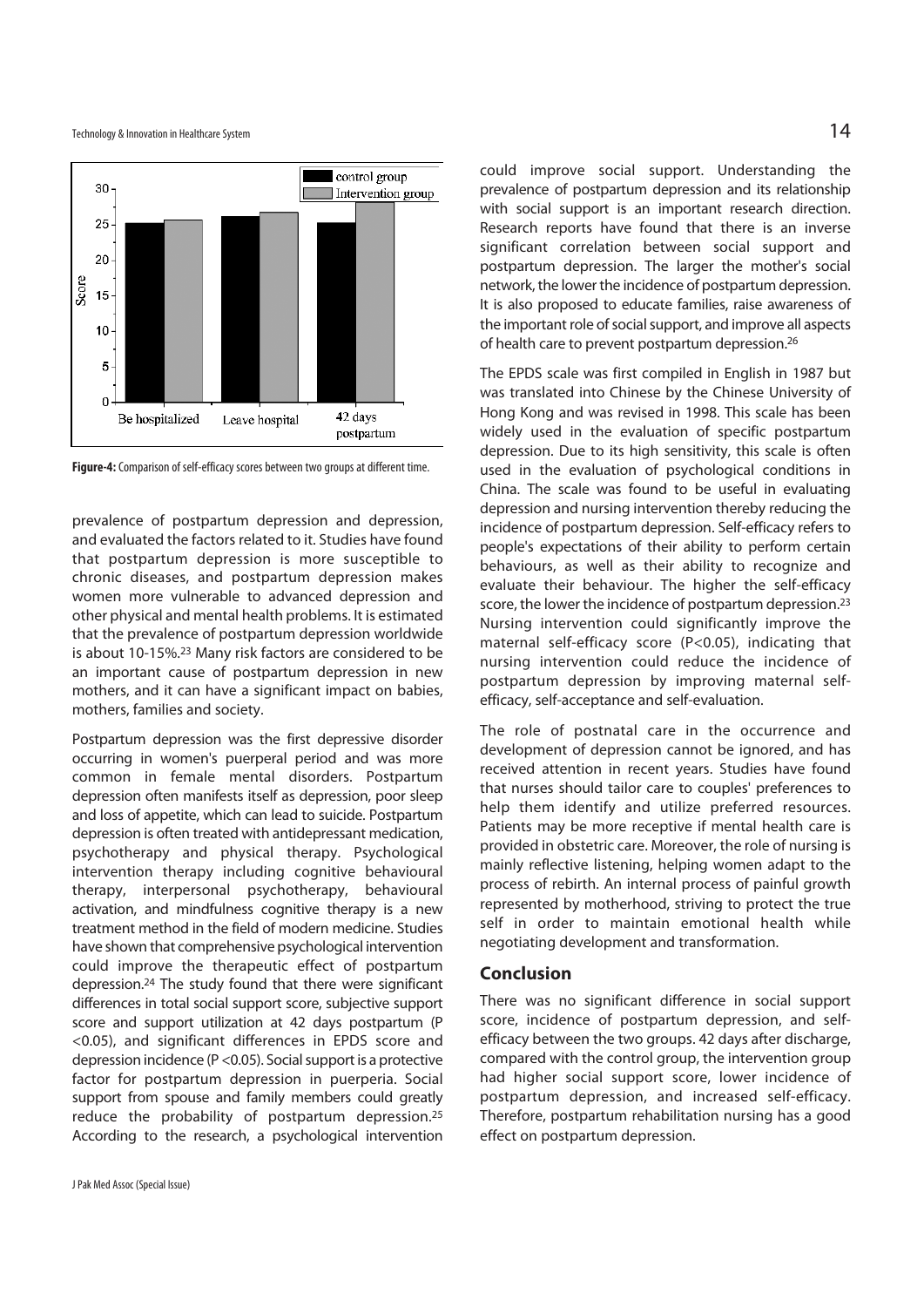Figure-4: Comparison of self-efficacy scores between two groups at different time.

prevalence of postpartum depression and depression, and evaluated the factors related to it. Studies have found that postpartum depression is more susceptible to chronic diseases, and postpartum depression makes women more vulnerable to advanced depression and other physical and mental health problems. It is estimated that the prevalence of postpartum depression worldwide is about 10-15%.[23] Many risk factors are considered to be an important cause of postpartum depression in new mothers, and it can have a significant impact on babies, mothers, families and society.

Postpartum depression was the first depressive disorder occurring in women's puerperal period and was more common in female mental disorders. Postpartum depression often manifests itself as depression, poor sleep and loss of appetite, which can lead to suicide. Postpartum depression is often treated with antidepressant medication, psychotherapy and physical therapy. Psychological intervention therapy including cognitive behavioural therapy, interpersonal psychotherapy, behavioural activation, and mindfulness cognitive therapy is a new treatment method in the field of modern medicine. Studies have shown that comprehensive psychological intervention could improve the therapeutic effect of postpartum depression.[24] The study found that there were significant differences in total social support score, subjective support score and support utilization at 42 days postpartum ($P < 0.05$), and significant differences in EPDS score and depression incidence ($P < 0.05$). Social support is a protective factor for postpartum depression in puerperia. Social support from spouse and family members could greatly reduce the probability of postpartum depression.[25] According to the research, a psychological intervention could improve social support. Understanding the prevalence of postpartum depression and its relationship with social support is an important research direction. Research reports have found that there is an inverse significant correlation between social support and postpartum depression. The larger the mother's social network, the lower the incidence of postpartum depression. It is also proposed to educate families, raise awareness of the important role of social support, and improve all aspects of health care to prevent postpartum depression.[26]

The EPDS scale was first compiled in English in 1987 but was translated into Chinese by the Chinese University of Hong Kong and was revised in 1998. This scale has been widely used in the evaluation of specific postpartum depression. Due to its high sensitivity, this scale is often used in the evaluation of psychological conditions in China. The scale was found to be useful in evaluating depression and nursing intervention thereby reducing the incidence of postpartum depression. Self-efficacy refers to people's expectations of their ability to perform certain behaviours, as well as their ability to recognize and evaluate their behaviour. The higher the self-efficacy score, the lower the incidence of postpartum depression.[23] Nursing intervention could significantly improve the maternal self-efficacy score ($P<0.05$), indicating that nursing intervention could reduce the incidence of postpartum depression by improving maternal self-efficacy, self-acceptance and self-evaluation.

The role of postnatal care in the occurrence and development of depression cannot be ignored, and has received attention in recent years. Studies have found that nurses should tailor care to couples' preferences to help them identify and utilize preferred resources. Patients may be more receptive if mental health care is provided in obstetric care. Moreover, the role of nursing is mainly reflective listening, helping women adapt to the process of rebirth. An internal process of painful growth represented by motherhood, striving to protect the true self in order to maintain emotional health while negotiating development and transformation.

## Conclusion

There was no significant difference in social support score, incidence of postpartum depression, and self-efficacy between the two groups. 42 days after discharge, compared with the control group, the intervention group had higher social support score, lower incidence of postpartum depression, and increased self-efficacy. Therefore, postpartum rehabilitation nursing has a good effect on postpartum depression.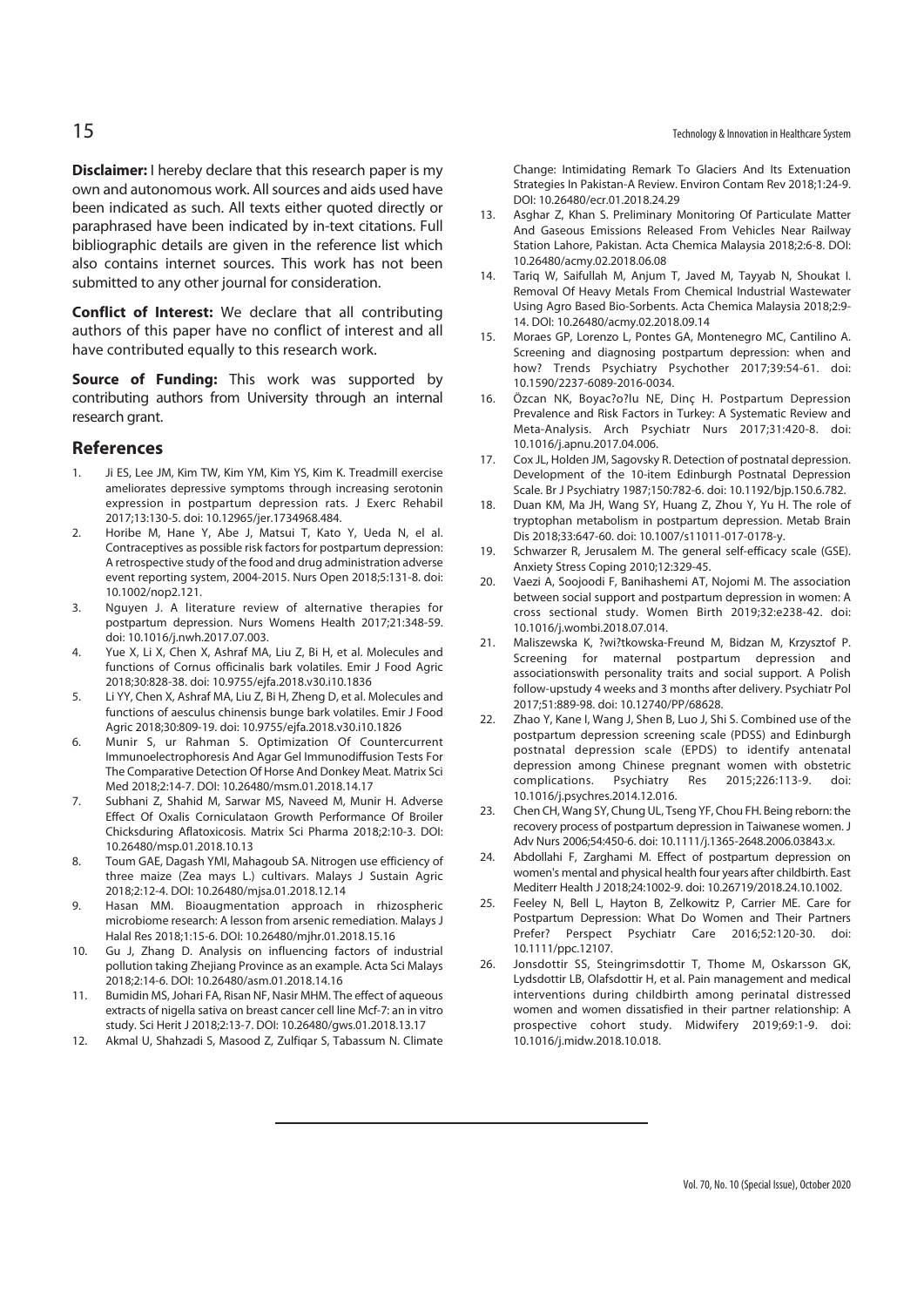**Disclaimer:** I hereby declare that this research paper is my own and autonomous work. All sources and aids used have been indicated as such. All texts either quoted directly or paraphrased have been indicated by in-text citations. Full bibliographic details are given in the reference list which also contains internet sources. This work has not been submitted to any other journal for consideration.

**Conflict of Interest:** We declare that all contributing authors of this paper have no conflict of interest and all have contributed equally to this research work.

**Source of Funding:** This work was supported by contributing authors from University through an internal research grant.

## References

1. Ji ES, Lee JM, Kim TW, Kim YM, Kim YS, Kim K. Treadmill exercise ameliorates depressive symptoms through increasing serotonin expression in postpartum depression rats. J Exerc Rehabil 2017;13:130-5. doi: 10.12965/jer.1734968.484.
2. Horibe M, Hane Y, Abe J, Matsui T, Kato Y, Ueda N, el al. Contraceptives as possible risk factors for postpartum depression: A retrospective study of the food and drug administration adverse event reporting system, 2004-2015. Nurs Open 2018;5:131-8. doi: 10.1002/nop2.121.
3. Nguyen J. A literature review of alternative therapies for postpartum depression. Nurs Womens Health 2017;21:348-59. doi: 10.1016/j.nwh.2017.07.003.
4. Yue X, Li X, Chen X, Ashraf MA, Liu Z, Bi H, et al. Molecules and functions of Cornus officinalis bark volatiles. Emir J Food Agric 2018;30:828-38. doi: 10.9755/ejfa.2018.v30.i10.1836
5. Li YY, Chen X, Ashraf MA, Liu Z, Bi H, Zheng D, et al. Molecules and functions of aesculus chinensis bunge bark volatiles. Emir J Food Agric 2018;30:809-19. doi: 10.9755/ejfa.2018.v30.i10.1826
6. Munir S, ur Rahman S. Optimization Of Countercurrent Immunoelectrophoresis And Agar Gel Immunodiffusion Tests For The Comparative Detection Of Horse And Donkey Meat. Matrix Sci Med 2018;2:14-7. DOI: 10.26480/msm.01.2018.14.17
7. Subhani Z, Shahid M, Sarwar MS, Naveed M, Munir H. Adverse Effect Of Oxalis Corniculataon Growth Performance Of Broiler Chicksduring Aflatoxicosis. Matrix Sci Pharma 2018;2:10-3. DOI: 10.26480/msp.01.2018.10.13
8. Toum GAE, Dagash YMI, Mahagoub SA. Nitrogen use efficiency of three maize (Zea mays L.) cultivars. Malays J Sustain Agric 2018;2:12-4. DOI: 10.26480/mjsa.01.2018.12.14
9. Hasan MM. Bioaugmentation approach in rhizospheric microbiome research: A lesson from arsenic remediation. Malays J Halal Res 2018;1:15-6. DOI: 10.26480/mjhr.01.2018.15.16
10. Gu J, Zhang D. Analysis on influencing factors of industrial pollution taking Zhejiang Province as an example. Acta Sci Malays 2018;2:14-6. DOI: 10.26480/asm.01.2018.14.16
11. Bumidin MS, Johari FA, Risan NF, Nasir MHM. The effect of aqueous extracts of nigella sativa on breast cancer cell line Mcf-7: an in vitro study. Sci Herit J 2018;2:13-7. DOI: 10.26480/gws.01.2018.13.17
12. Akmal U, Shahzadi S, Masood Z, Zulfiqar S, Tabassum N. Climate Change: Intimidating Remark To Glaciers And Its Extenuation Strategies In Pakistan-A Review. Environ Contam Rev 2018;1:24-9. DOI: 10.26480/ecr.01.2018.24.29
13. Asghar Z, Khan S. Preliminary Monitoring Of Particulate Matter And Gaseous Emissions Released From Vehicles Near Railway Station Lahore, Pakistan. Acta Chemica Malaysia 2018;2:6-8. DOI: 10.26480/acmy.02.2018.06.08
14. Tariq W, Saifullah M, Anjum T, Javed M, Tayyab N, Shoukat I. Removal Of Heavy Metals From Chemical Industrial Wastewater Using Agro Based Bio-Sorbents. Acta Chemica Malaysia 2018;2:9-14. DOI: 10.26480/acmy.02.2018.09.14
15. Moraes GP, Lorenzo L, Pontes GA, Montenegro MC, Cantilino A. Screening and diagnosing postpartum depression: when and how? Trends Psychiatry Psychother 2017;39:54-61. doi: 10.1590/2237-6089-2016-0034.
16. Özcan NK, Boyac?o?lu NE, Dinç H. Postpartum Depression Prevalence and Risk Factors in Turkey: A Systematic Review and Meta-Analysis. Arch Psychiatr Nurs 2017;31:420-8. doi: 10.1016/j.apnu.2017.04.006.
17. Cox JL, Holden JM, Sagovsky R. Detection of postnatal depression. Development of the 10-item Edinburgh Postnatal Depression Scale. Br J Psychiatry 1987;150:782-6. doi: 10.1192/bjp.150.6.782.
18. Duan KM, Ma JH, Wang SY, Huang Z, Zhou Y, Yu H. The role of tryptophan metabolism in postpartum depression. Metab Brain Dis 2018;33:647-60. doi: 10.1007/s11011-017-0178-y.
19. Schwarzer R, Jerusalem M. The general self-efficacy scale (GSE). Anxiety Stress Coping 2010;12:329-45.
20. Vaezi A, Soojoodi F, Banihashemi AT, Nojomi M. The association between social support and postpartum depression in women: A cross sectional study. Women Birth 2019;32:e238-42. doi: 10.1016/j.wombi.2018.07.014.
21. Maliszewska K, ?wi?tkowska-Freund M, Bidzan M, Krzysztof P. Screening for maternal postpartum depression and associationswith personality traits and social support. A Polish follow-upstudy 4 weeks and 3 months after delivery. Psychiatr Pol 2017;51:889-98. doi: 10.12740/PP/68628.
22. Zhao Y, Kane I, Wang J, Shen B, Luo J, Shi S. Combined use of the postpartum depression screening scale (PDSS) and Edinburgh postnatal depression scale (EPDS) to identify antenatal depression among Chinese pregnant women with obstetric complications. Psychiatry Res 2015;226:113-9. doi: 10.1016/j.psychres.2014.12.016.
23. Chen CH, Wang SY, Chung UL, Tseng YF, Chou FH. Being reborn: the recovery process of postpartum depression in Taiwanese women. J Adv Nurs 2006;54:450-6. doi: 10.1111/j.1365-2648.2006.03843.x.
24. Abdollahi F, Zarghami M. Effect of postpartum depression on women's mental and physical health four years after childbirth. East Mediterr Health J 2018;24:1002-9. doi: 10.26719/2018.24.10.1002.
25. Feeley N, Bell L, Hayton B, Zelkowitz P, Carrier ME. Care for Postpartum Depression: What Do Women and Their Partners Prefer? Perspect Psychiatr Care 2016;52:120-30. doi: 10.1111/ppc.12107.
26. Jonsdottir SS, Steingrimsdottir T, Thome M, Oskarsson GK, Lydsdottir LB, Olafsdottir H, et al. Pain management and medical interventions during childbirth among perinatal distressed women and women dissatisfied in their partner relationship: A prospective cohort study. Midwifery 2019;69:1-9. doi: 10.1016/j.midw.2018.10.018.